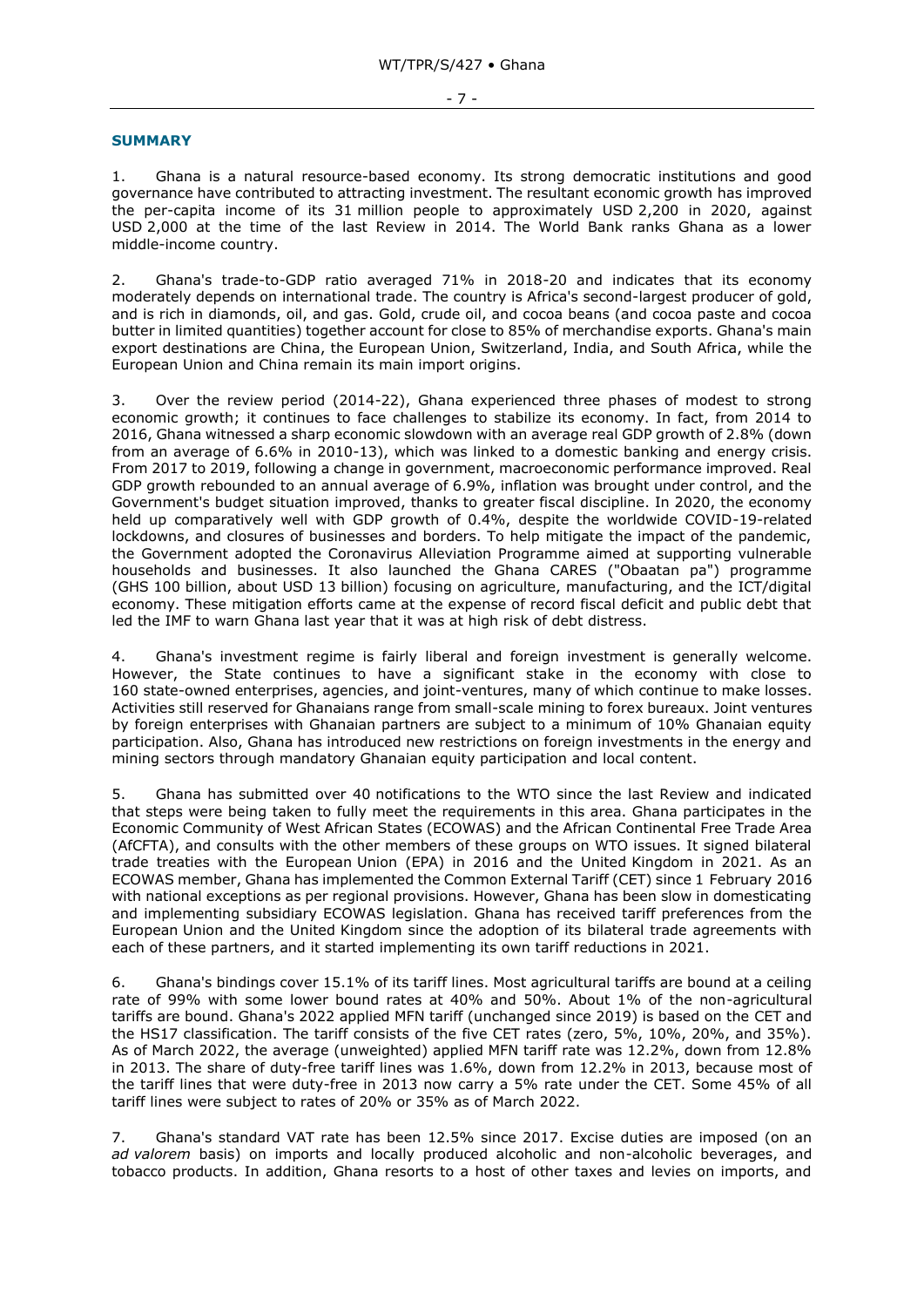## SUMMARY

1. Ghana is a natural resource-based economy. Its strong democratic institutions and good governance have contributed to attracting investment. The resultant economic growth has improved the per-capita income of its 31 million people to approximately USD 2,200 in 2020, against USD 2,000 at the time of the last Review in 2014. The World Bank ranks Ghana as a lower middle-income country.

2. Ghana's trade-to-GDP ratio averaged 71% in 2018-20 and indicates that its economy moderately depends on international trade. The country is Africa's second-largest producer of gold, and is rich in diamonds, oil, and gas. Gold, crude oil, and cocoa beans (and cocoa paste and cocoa butter in limited quantities) together account for close to 85% of merchandise exports. Ghana's main export destinations are China, the European Union, Switzerland, India, and South Africa, while the European Union and China remain its main import origins.

3. Over the review period (2014-22), Ghana experienced three phases of modest to strong economic growth; it continues to face challenges to stabilize its economy. In fact, from 2014 to 2016, Ghana witnessed a sharp economic slowdown with an average real GDP growth of 2.8% (down from an average of 6.6% in 2010-13), which was linked to a domestic banking and energy crisis. From 2017 to 2019, following a change in government, macroeconomic performance improved. Real GDP growth rebounded to an annual average of 6.9%, inflation was brought under control, and the Government's budget situation improved, thanks to greater fiscal discipline. In 2020, the economy held up comparatively well with GDP growth of 0.4%, despite the worldwide COVID-19-related lockdowns, and closures of businesses and borders. To help mitigate the impact of the pandemic, the Government adopted the Coronavirus Alleviation Programme aimed at supporting vulnerable households and businesses. It also launched the Ghana CARES ("Obaatan pa") programme (GHS 100 billion, about USD 13 billion) focusing on agriculture, manufacturing, and the ICT/digital economy. These mitigation efforts came at the expense of record fiscal deficit and public debt that led the IMF to warn Ghana last year that it was at high risk of debt distress.

4. Ghana's investment regime is fairly liberal and foreign investment is generally welcome. However, the State continues to have a significant stake in the economy with close to 160 state-owned enterprises, agencies, and joint-ventures, many of which continue to make losses. Activities still reserved for Ghanaians range from small-scale mining to forex bureaux. Joint ventures by foreign enterprises with Ghanaian partners are subject to a minimum of 10% Ghanaian equity participation. Also, Ghana has introduced new restrictions on foreign investments in the energy and mining sectors through mandatory Ghanaian equity participation and local content.

5. Ghana has submitted over 40 notifications to the WTO since the last Review and indicated that steps were being taken to fully meet the requirements in this area. Ghana participates in the Economic Community of West African States (ECOWAS) and the African Continental Free Trade Area (AfCFTA), and consults with the other members of these groups on WTO issues. It signed bilateral trade treaties with the European Union (EPA) in 2016 and the United Kingdom in 2021. As an ECOWAS member, Ghana has implemented the Common External Tariff (CET) since 1 February 2016 with national exceptions as per regional provisions. However, Ghana has been slow in domesticating and implementing subsidiary ECOWAS legislation. Ghana has received tariff preferences from the European Union and the United Kingdom since the adoption of its bilateral trade agreements with each of these partners, and it started implementing its own tariff reductions in 2021.

6. Ghana's bindings cover 15.1% of its tariff lines. Most agricultural tariffs are bound at a ceiling rate of 99% with some lower bound rates at 40% and 50%. About 1% of the non-agricultural tariffs are bound. Ghana's 2022 applied MFN tariff (unchanged since 2019) is based on the CET and the HS17 classification. The tariff consists of the five CET rates (zero, 5%, 10%, 20%, and 35%). As of March 2022, the average (unweighted) applied MFN tariff rate was 12.2%, down from 12.8% in 2013. The share of duty-free tariff lines was 1.6%, down from 12.2% in 2013, because most of the tariff lines that were duty-free in 2013 now carry a 5% rate under the CET. Some 45% of all tariff lines were subject to rates of 20% or 35% as of March 2022.

7. Ghana's standard VAT rate has been 12.5% since 2017. Excise duties are imposed (on an *ad valorem* basis) on imports and locally produced alcoholic and non-alcoholic beverages, and tobacco products. In addition, Ghana resorts to a host of other taxes and levies on imports, and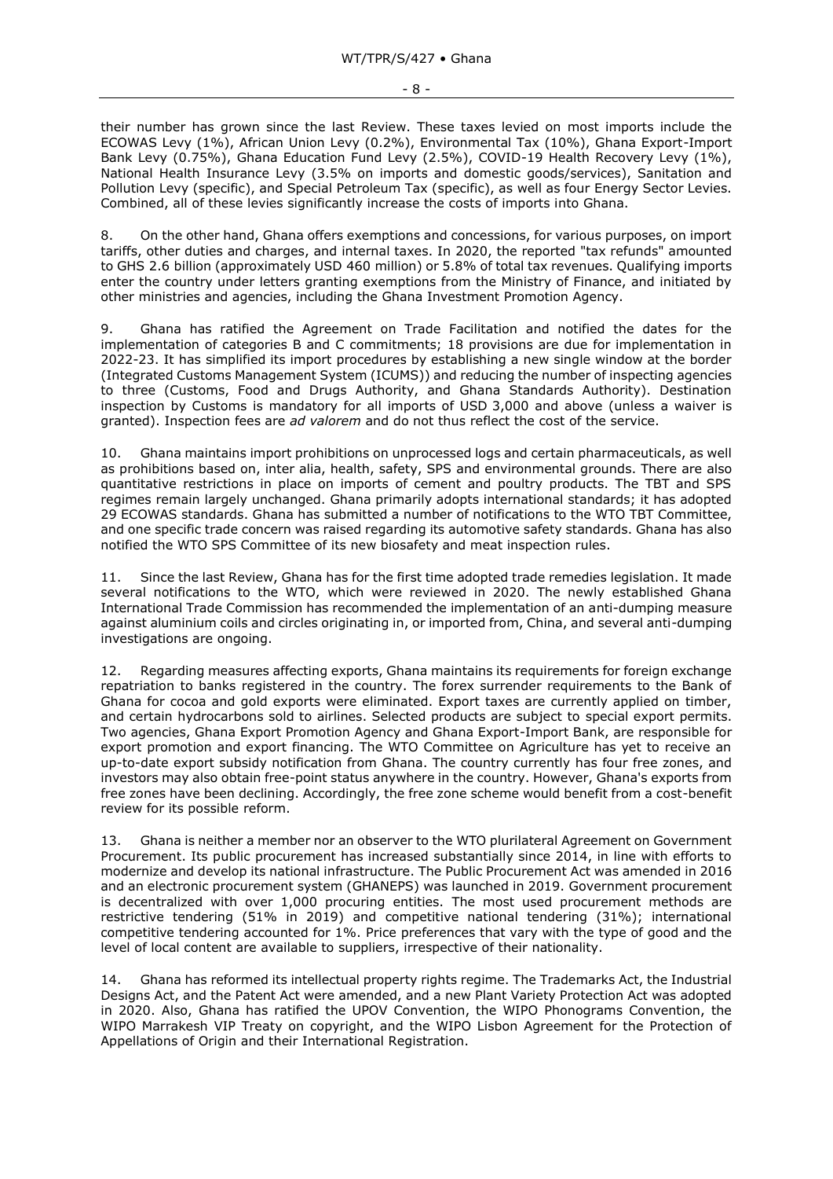their number has grown since the last Review. These taxes levied on most imports include the ECOWAS Levy (1%), African Union Levy (0.2%), Environmental Tax (10%), Ghana Export-Import Bank Levy (0.75%), Ghana Education Fund Levy (2.5%), COVID-19 Health Recovery Levy (1%), National Health Insurance Levy (3.5% on imports and domestic goods/services), Sanitation and Pollution Levy (specific), and Special Petroleum Tax (specific), as well as four Energy Sector Levies. Combined, all of these levies significantly increase the costs of imports into Ghana.

8. On the other hand, Ghana offers exemptions and concessions, for various purposes, on import tariffs, other duties and charges, and internal taxes. In 2020, the reported "tax refunds" amounted to GHS 2.6 billion (approximately USD 460 million) or 5.8% of total tax revenues. Qualifying imports enter the country under letters granting exemptions from the Ministry of Finance, and initiated by other ministries and agencies, including the Ghana Investment Promotion Agency.

9. Ghana has ratified the Agreement on Trade Facilitation and notified the dates for the implementation of categories B and C commitments; 18 provisions are due for implementation in 2022-23. It has simplified its import procedures by establishing a new single window at the border (Integrated Customs Management System (ICUMS)) and reducing the number of inspecting agencies to three (Customs, Food and Drugs Authority, and Ghana Standards Authority). Destination inspection by Customs is mandatory for all imports of USD 3,000 and above (unless a waiver is granted). Inspection fees are *ad valorem* and do not thus reflect the cost of the service.

10. Ghana maintains import prohibitions on unprocessed logs and certain pharmaceuticals, as well as prohibitions based on, inter alia, health, safety, SPS and environmental grounds. There are also quantitative restrictions in place on imports of cement and poultry products. The TBT and SPS regimes remain largely unchanged. Ghana primarily adopts international standards; it has adopted 29 ECOWAS standards. Ghana has submitted a number of notifications to the WTO TBT Committee, and one specific trade concern was raised regarding its automotive safety standards. Ghana has also notified the WTO SPS Committee of its new biosafety and meat inspection rules.

11. Since the last Review, Ghana has for the first time adopted trade remedies legislation. It made several notifications to the WTO, which were reviewed in 2020. The newly established Ghana International Trade Commission has recommended the implementation of an anti-dumping measure against aluminium coils and circles originating in, or imported from, China, and several anti-dumping investigations are ongoing.

12. Regarding measures affecting exports, Ghana maintains its requirements for foreign exchange repatriation to banks registered in the country. The forex surrender requirements to the Bank of Ghana for cocoa and gold exports were eliminated. Export taxes are currently applied on timber, and certain hydrocarbons sold to airlines. Selected products are subject to special export permits. Two agencies, Ghana Export Promotion Agency and Ghana Export-Import Bank, are responsible for export promotion and export financing. The WTO Committee on Agriculture has yet to receive an up-to-date export subsidy notification from Ghana. The country currently has four free zones, and investors may also obtain free-point status anywhere in the country. However, Ghana's exports from free zones have been declining. Accordingly, the free zone scheme would benefit from a cost-benefit review for its possible reform.

13. Ghana is neither a member nor an observer to the WTO plurilateral Agreement on Government Procurement. Its public procurement has increased substantially since 2014, in line with efforts to modernize and develop its national infrastructure. The Public Procurement Act was amended in 2016 and an electronic procurement system (GHANEPS) was launched in 2019. Government procurement is decentralized with over 1,000 procuring entities. The most used procurement methods are restrictive tendering (51% in 2019) and competitive national tendering (31%); international competitive tendering accounted for 1%. Price preferences that vary with the type of good and the level of local content are available to suppliers, irrespective of their nationality.

14. Ghana has reformed its intellectual property rights regime. The Trademarks Act, the Industrial Designs Act, and the Patent Act were amended, and a new Plant Variety Protection Act was adopted in 2020. Also, Ghana has ratified the UPOV Convention, the WIPO Phonograms Convention, the WIPO Marrakesh VIP Treaty on copyright, and the WIPO Lisbon Agreement for the Protection of Appellations of Origin and their International Registration.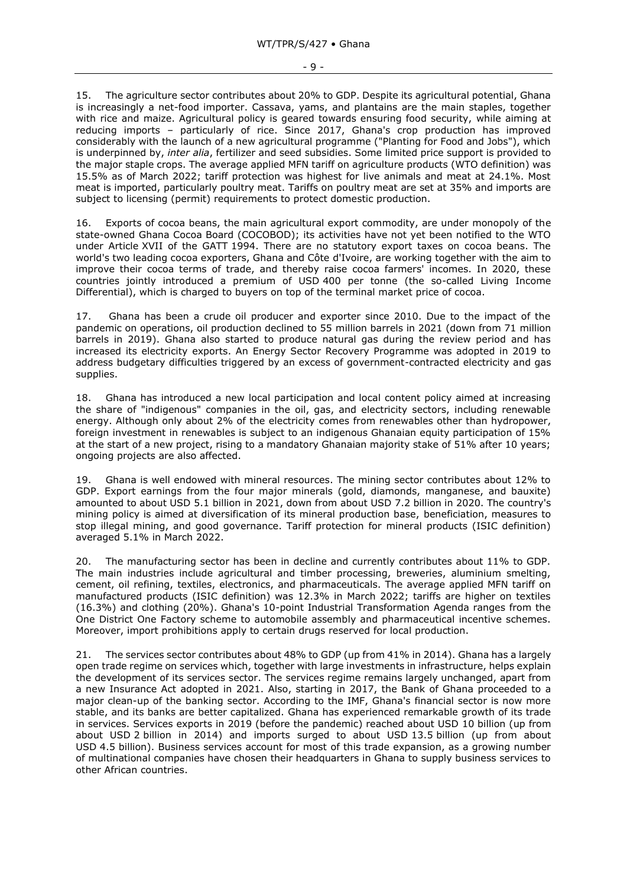15. The agriculture sector contributes about 20% to GDP. Despite its agricultural potential, Ghana is increasingly a net-food importer. Cassava, yams, and plantains are the main staples, together with rice and maize. Agricultural policy is geared towards ensuring food security, while aiming at reducing imports – particularly of rice. Since 2017, Ghana's crop production has improved considerably with the launch of a new agricultural programme ("Planting for Food and Jobs"), which is underpinned by, *inter alia*, fertilizer and seed subsidies. Some limited price support is provided to the major staple crops. The average applied MFN tariff on agriculture products (WTO definition) was 15.5% as of March 2022; tariff protection was highest for live animals and meat at 24.1%. Most meat is imported, particularly poultry meat. Tariffs on poultry meat are set at 35% and imports are subject to licensing (permit) requirements to protect domestic production.

16. Exports of cocoa beans, the main agricultural export commodity, are under monopoly of the state-owned Ghana Cocoa Board (COCOBOD); its activities have not yet been notified to the WTO under Article XVII of the GATT 1994. There are no statutory export taxes on cocoa beans. The world's two leading cocoa exporters, Ghana and Côte d'Ivoire, are working together with the aim to improve their cocoa terms of trade, and thereby raise cocoa farmers' incomes. In 2020, these countries jointly introduced a premium of USD 400 per tonne (the so-called Living Income Differential), which is charged to buyers on top of the terminal market price of cocoa.

17. Ghana has been a crude oil producer and exporter since 2010. Due to the impact of the pandemic on operations, oil production declined to 55 million barrels in 2021 (down from 71 million barrels in 2019). Ghana also started to produce natural gas during the review period and has increased its electricity exports. An Energy Sector Recovery Programme was adopted in 2019 to address budgetary difficulties triggered by an excess of government-contracted electricity and gas supplies.

18. Ghana has introduced a new local participation and local content policy aimed at increasing the share of "indigenous" companies in the oil, gas, and electricity sectors, including renewable energy. Although only about 2% of the electricity comes from renewables other than hydropower, foreign investment in renewables is subject to an indigenous Ghanaian equity participation of 15% at the start of a new project, rising to a mandatory Ghanaian majority stake of 51% after 10 years; ongoing projects are also affected.

19. Ghana is well endowed with mineral resources. The mining sector contributes about 12% to GDP. Export earnings from the four major minerals (gold, diamonds, manganese, and bauxite) amounted to about USD 5.1 billion in 2021, down from about USD 7.2 billion in 2020. The country's mining policy is aimed at diversification of its mineral production base, beneficiation, measures to stop illegal mining, and good governance. Tariff protection for mineral products (ISIC definition) averaged 5.1% in March 2022.

20. The manufacturing sector has been in decline and currently contributes about 11% to GDP. The main industries include agricultural and timber processing, breweries, aluminium smelting, cement, oil refining, textiles, electronics, and pharmaceuticals. The average applied MFN tariff on manufactured products (ISIC definition) was 12.3% in March 2022; tariffs are higher on textiles (16.3%) and clothing (20%). Ghana's 10-point Industrial Transformation Agenda ranges from the One District One Factory scheme to automobile assembly and pharmaceutical incentive schemes. Moreover, import prohibitions apply to certain drugs reserved for local production.

21. The services sector contributes about 48% to GDP (up from 41% in 2014). Ghana has a largely open trade regime on services which, together with large investments in infrastructure, helps explain the development of its services sector. The services regime remains largely unchanged, apart from a new Insurance Act adopted in 2021. Also, starting in 2017, the Bank of Ghana proceeded to a major clean-up of the banking sector. According to the IMF, Ghana's financial sector is now more stable, and its banks are better capitalized. Ghana has experienced remarkable growth of its trade in services. Services exports in 2019 (before the pandemic) reached about USD 10 billion (up from about USD 2 billion in 2014) and imports surged to about USD 13.5 billion (up from about USD 4.5 billion). Business services account for most of this trade expansion, as a growing number of multinational companies have chosen their headquarters in Ghana to supply business services to other African countries.